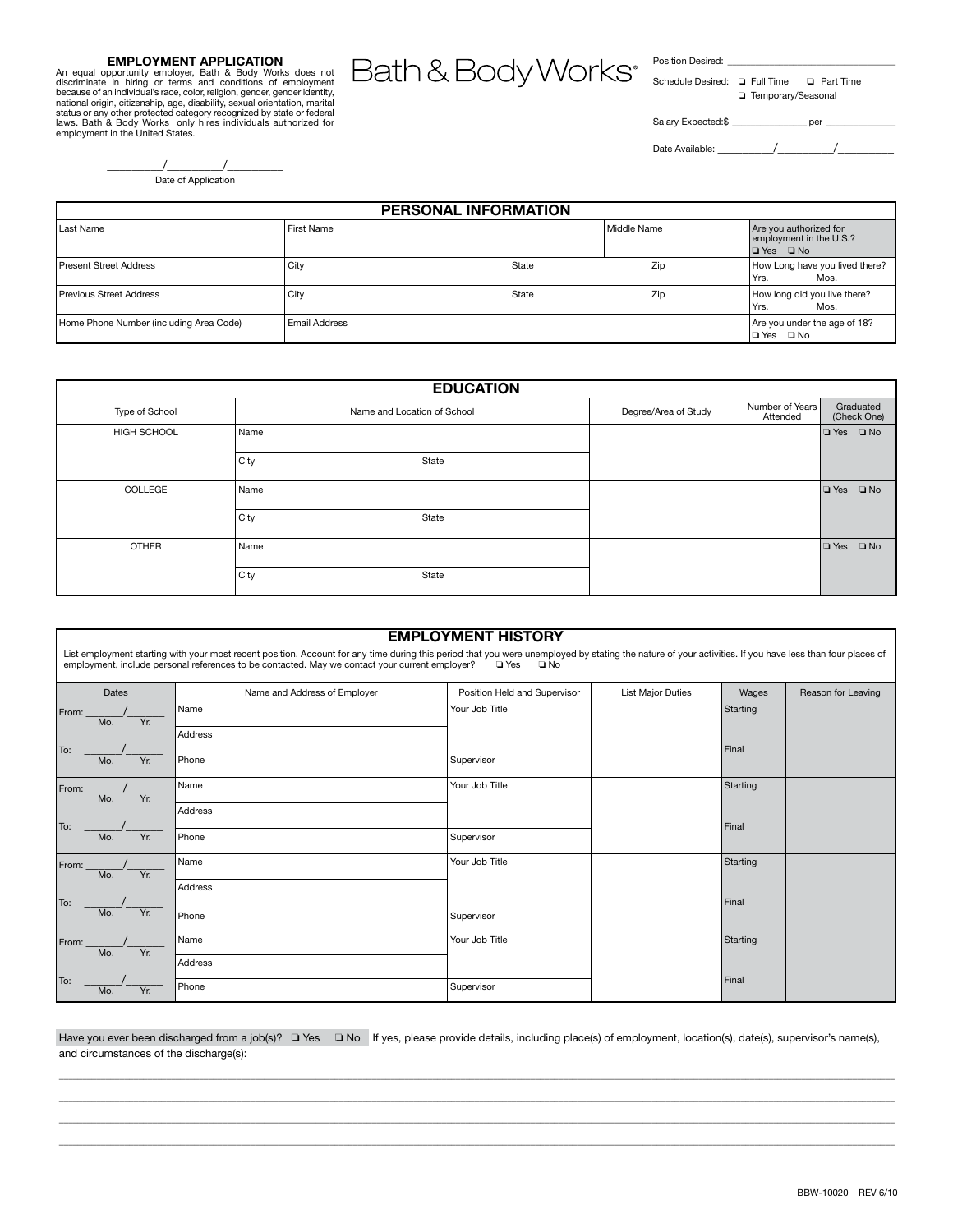**EMPLOYMENT APPLICATION**

An equal opportunity employer, Bath & Body Works does not discriminate in hiring or terms and conditions of employment because of an individual's race, color, religion, gender, gender identity, national origin, citizenship, age, disability, sexual orientation, marital status or any other protected category recognized by state or federal laws. Bath & Body Works only hires individuals authorized for employment in the United States.

# Bath & Body Works®

Position Desired: ______________________________

Schedule Desired: ❑ Full Time ❑ Part Time ❑ Temporary/Seasonal

Salary Expected:$ ______________ per ______________

Date Available: __________/__________/__________

__________/__________/__________
Date of Application

## PERSONAL INFORMATION

| Last Name | First Name | | Middle Name | Are you authorized for employment in the U.S.? ❑ Yes ❑ No |
|---|---|---|---|---|
| Present Street Address | City | State | Zip | How Long have you lived there? Yrs. Mos. |
| Previous Street Address | City | State | Zip | How long did you live there? Yrs. Mos. |
| Home Phone Number (including Area Code) | Email Address | | | Are you under the age of 18? ❑ Yes ❑ No |

## EDUCATION

| Type of School | Name and Location of School | Degree/Area of Study | Number of Years Attended | Graduated (Check One) |
|---|---|---|---|---|
| HIGH SCHOOL | Name<br>City State | | | ❑ Yes ❑ No |
| COLLEGE | Name<br>City State | | | ❑ Yes ❑ No |
| OTHER | Name<br>City State | | | ❑ Yes ❑ No |

## EMPLOYMENT HISTORY

List employment starting with your most recent position. Account for any time during this period that you were unemployed by stating the nature of your activities. If you have less than four places of employment, include personal references to be contacted. May we contact your current employer? ❑ Yes ❑ No

| Dates | Name and Address of Employer | Position Held and Supervisor | List Major Duties | Wages | Reason for Leaving |
|---|---|---|---|---|---|
| From: ____/____ Mo. Yr.<br>To: ____/____ Mo. Yr. | Name<br>Address<br>Phone | Your Job Title<br>Supervisor | | Starting<br>Final | |
| From: ____/____ Mo. Yr.<br>To: ____/____ Mo. Yr. | Name<br>Address<br>Phone | Your Job Title<br>Supervisor | | Starting<br>Final | |
| From: ____/____ Mo. Yr.<br>To: ____/____ Mo. Yr. | Name<br>Address<br>Phone | Your Job Title<br>Supervisor | | Starting<br>Final | |
| From: ____/____ Mo. Yr.<br>To: ____/____ Mo. Yr. | Name<br>Address<br>Phone | Your Job Title<br>Supervisor | | Starting<br>Final | |

Have you ever been discharged from a job(s)? ❑ Yes ❑ No If yes, please provide details, including place(s) of employment, location(s), date(s), supervisor's name(s), and circumstances of the discharge(s):

________________________________________________________________________________

________________________________________________________________________________

________________________________________________________________________________

________________________________________________________________________________

BBW-10020 REV 6/10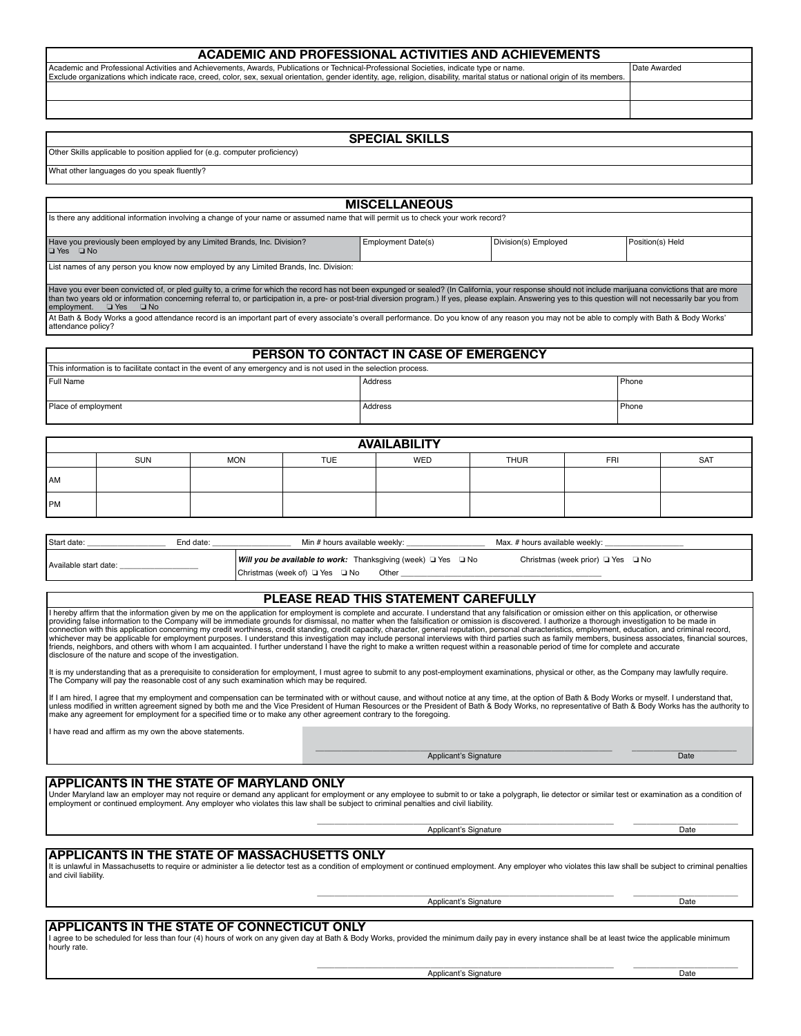## ACADEMIC AND PROFESSIONAL ACTIVITIES AND ACHIEVEMENTS

| Academic and Professional Activities and Achievements, Awards, Publications or Technical-Professional Societies, indicate type or name. Exclude organizations which indicate race, creed, color, sex, sexual orientation, gender identity, age, religion, disability, marital status or national origin of its members. | Date Awarded |
|---|---|
| | |
| | |

## SPECIAL SKILLS

Other Skills applicable to position applied for (e.g. computer proficiency)

What other languages do you speak fluently?

## MISCELLANEOUS

Is there any additional information involving a change of your name or assumed name that will permit us to check your work record?

| Have you previously been employed by any Limited Brands, Inc. Division? ❑ Yes ❑ No | Employment Date(s) | Division(s) Employed | Position(s) Held |
|---|---|---|---|

List names of any person you know now employed by any Limited Brands, Inc. Division:

Have you ever been convicted of, or pled guilty to, a crime for which the record has not been expunged or sealed? (In California, your response should not include marijuana convictions that are more than two years old or information concerning referral to, or participation in, a pre- or post-trial diversion program.) If yes, please explain. Answering yes to this question will not necessarily bar you from employment. ❑ Yes ❑ No

At Bath & Body Works a good attendance record is an important part of every associate's overall performance. Do you know of any reason you may not be able to comply with Bath & Body Works' attendance policy?

## PERSON TO CONTACT IN CASE OF EMERGENCY

This information is to facilitate contact in the event of any emergency and is not used in the selection process.

| Full Name | Address | Phone |
|---|---|---|
| Place of employment | Address | Phone |

## AVAILABILITY

| | SUN | MON | TUE | WED | THUR | FRI | SAT |
|---|---|---|---|---|---|---|---|
| AM | | | | | | | |
| PM | | | | | | | |

Start date: ________________ End date: ________________ Min # hours available weekly: ________________ Max. # hours available weekly: ________________

Available start date: ________________

***Will you be available to work:*** Thanksgiving (week) ❑ Yes ❑ No Christmas (week prior) ❑ Yes ❑ No

Christmas (week of) ❑ Yes ❑ No Other ________________________________________

## PLEASE READ THIS STATEMENT CAREFULLY

I hereby affirm that the information given by me on the application for employment is complete and accurate. I understand that any falsification or omission either on this application, or otherwise providing false information to the Company will be immediate grounds for dismissal, no matter when the falsification or omission is discovered. I authorize a thorough investigation to be made in connection with this application concerning my credit worthiness, credit standing, credit capacity, character, general reputation, personal characteristics, employment, education, and criminal record, whichever may be applicable for employment purposes. I understand this investigation may include personal interviews with third parties such as family members, business associates, financial sources, friends, neighbors, and others with whom I am acquainted. I further understand I have the right to make a written request within a reasonable period of time for complete and accurate disclosure of the nature and scope of the investigation.

It is my understanding that as a prerequisite to consideration for employment, I must agree to submit to any post-employment examinations, physical or other, as the Company may lawfully require. The Company will pay the reasonable cost of any such examination which may be required.

If I am hired, I agree that my employment and compensation can be terminated with or without cause, and without notice at any time, at the option of Bath & Body Works or myself. I understand that, unless modified in written agreement signed by both me and the Vice President of Human Resources or the President of Bath & Body Works, no representative of Bath & Body Works has the authority to make any agreement for employment for a specified time or to make any other agreement contrary to the foregoing.

I have read and affirm as my own the above statements.

________________________________________ Applicant's Signature ________________ Date

## APPLICANTS IN THE STATE OF MARYLAND ONLY

Under Maryland law an employer may not require or demand any applicant for employment or any employee to submit to or take a polygraph, lie detector or similar test or examination as a condition of employment or continued employment. Any employer who violates this law shall be subject to criminal penalties and civil liability.

________________________________________ Applicant's Signature ________________ Date

## APPLICANTS IN THE STATE OF MASSACHUSETTS ONLY

It is unlawful in Massachusetts to require or administer a lie detector test as a condition of employment or continued employment. Any employer who violates this law shall be subject to criminal penalties and civil liability.

________________________________________ Applicant's Signature ________________ Date

## APPLICANTS IN THE STATE OF CONNECTICUT ONLY

I agree to be scheduled for less than four (4) hours of work on any given day at Bath & Body Works, provided the minimum daily pay in every instance shall be at least twice the applicable minimum hourly rate.

________________________________________ Applicant's Signature ________________ Date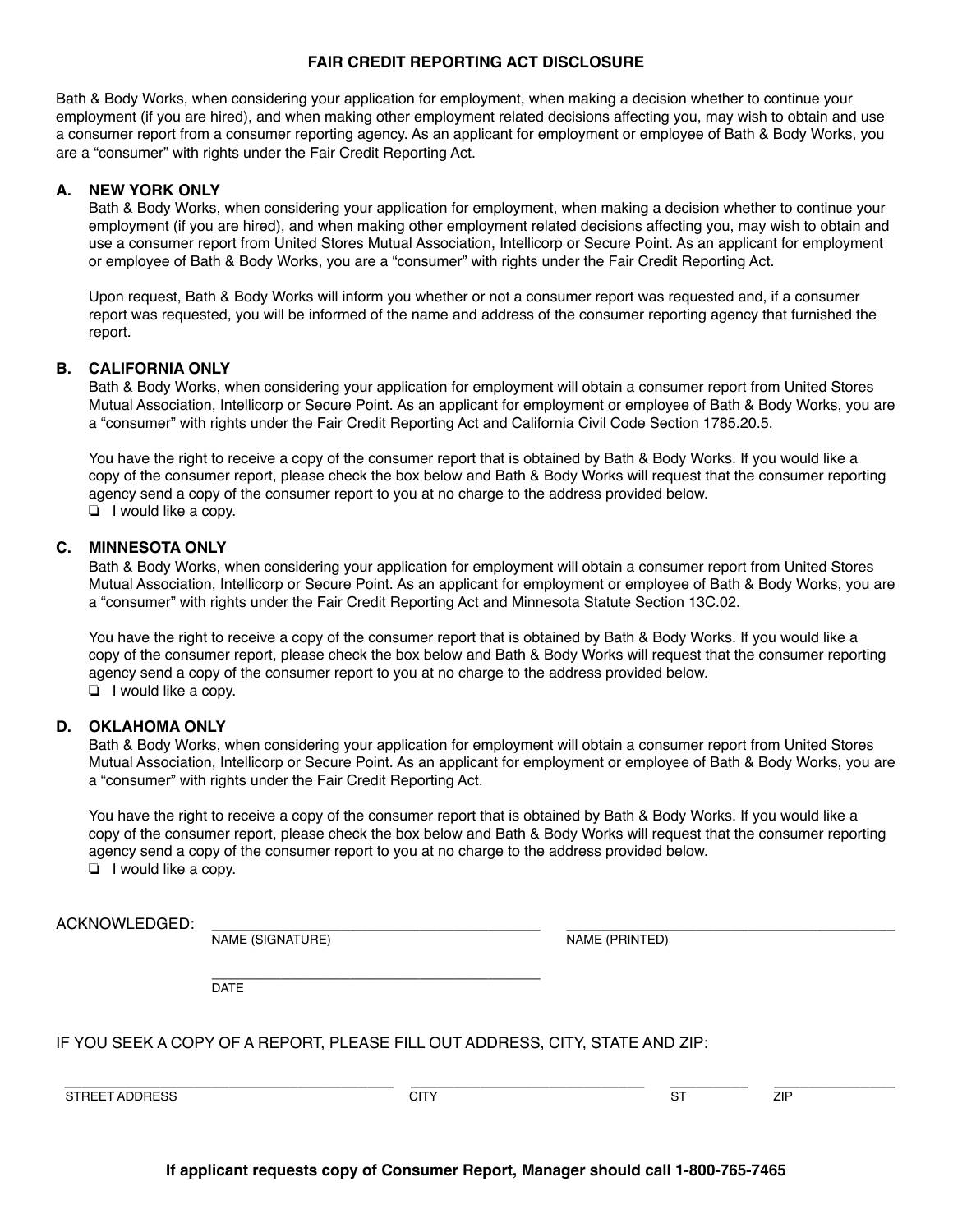# FAIR CREDIT REPORTING ACT DISCLOSURE

Bath & Body Works, when considering your application for employment, when making a decision whether to continue your employment (if you are hired), and when making other employment related decisions affecting you, may wish to obtain and use a consumer report from a consumer reporting agency. As an applicant for employment or employee of Bath & Body Works, you are a "consumer" with rights under the Fair Credit Reporting Act.

## A. NEW YORK ONLY

Bath & Body Works, when considering your application for employment, when making a decision whether to continue your employment (if you are hired), and when making other employment related decisions affecting you, may wish to obtain and use a consumer report from United Stores Mutual Association, Intellicorp or Secure Point. As an applicant for employment or employee of Bath & Body Works, you are a "consumer" with rights under the Fair Credit Reporting Act.

Upon request, Bath & Body Works will inform you whether or not a consumer report was requested and, if a consumer report was requested, you will be informed of the name and address of the consumer reporting agency that furnished the report.

## B. CALIFORNIA ONLY

Bath & Body Works, when considering your application for employment will obtain a consumer report from United Stores Mutual Association, Intellicorp or Secure Point. As an applicant for employment or employee of Bath & Body Works, you are a "consumer" with rights under the Fair Credit Reporting Act and California Civil Code Section 1785.20.5.

You have the right to receive a copy of the consumer report that is obtained by Bath & Body Works. If you would like a copy of the consumer report, please check the box below and Bath & Body Works will request that the consumer reporting agency send a copy of the consumer report to you at no charge to the address provided below.

❑ I would like a copy.

## C. MINNESOTA ONLY

Bath & Body Works, when considering your application for employment will obtain a consumer report from United Stores Mutual Association, Intellicorp or Secure Point. As an applicant for employment or employee of Bath & Body Works, you are a "consumer" with rights under the Fair Credit Reporting Act and Minnesota Statute Section 13C.02.

You have the right to receive a copy of the consumer report that is obtained by Bath & Body Works. If you would like a copy of the consumer report, please check the box below and Bath & Body Works will request that the consumer reporting agency send a copy of the consumer report to you at no charge to the address provided below.

❑ I would like a copy.

## D. OKLAHOMA ONLY

Bath & Body Works, when considering your application for employment will obtain a consumer report from United Stores Mutual Association, Intellicorp or Secure Point. As an applicant for employment or employee of Bath & Body Works, you are a "consumer" with rights under the Fair Credit Reporting Act.

You have the right to receive a copy of the consumer report that is obtained by Bath & Body Works. If you would like a copy of the consumer report, please check the box below and Bath & Body Works will request that the consumer reporting agency send a copy of the consumer report to you at no charge to the address provided below.

❑ I would like a copy.

ACKNOWLEDGED: ______________________________ ______________________________

NAME (SIGNATURE) NAME (PRINTED)

______________________________

DATE

IF YOU SEEK A COPY OF A REPORT, PLEASE FILL OUT ADDRESS, CITY, STATE AND ZIP:

______________________________ ______________________ ________ ____________

STREET ADDRESS CITY ST ZIP

**If applicant requests copy of Consumer Report, Manager should call 1-800-765-7465**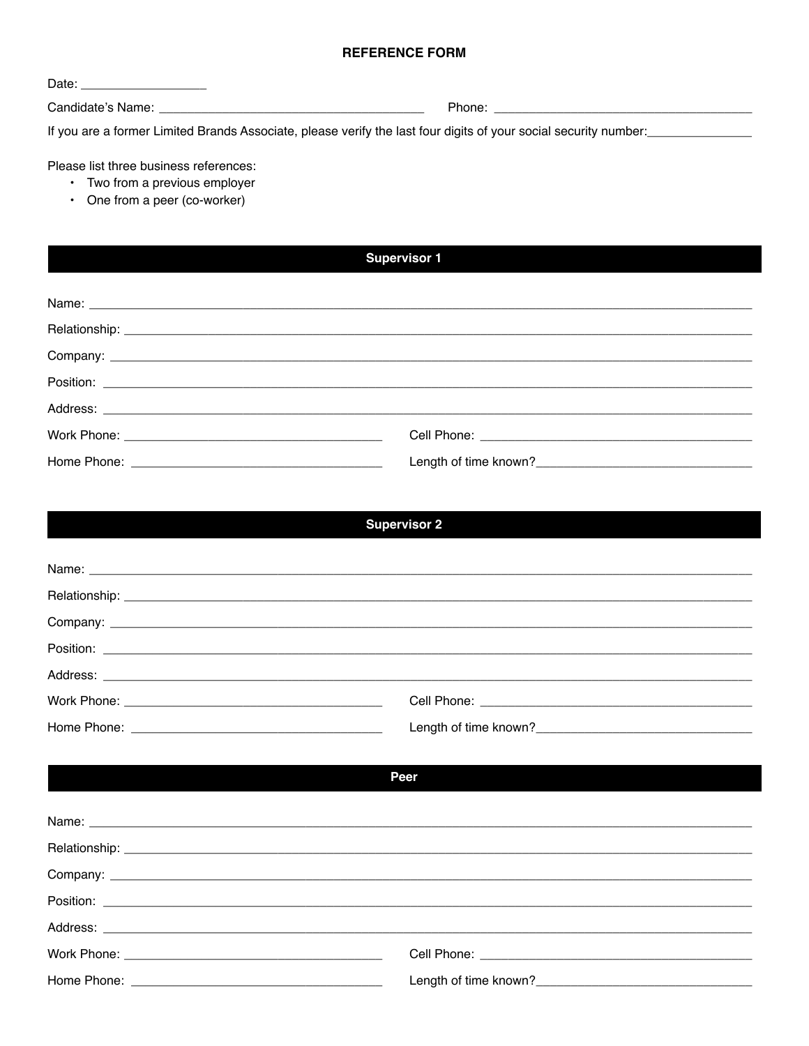# REFERENCE FORM

Date: ___________________

Candidate's Name: _______________________________________ Phone: _______________________________________

If you are a former Limited Brands Associate, please verify the last four digits of your social security number:_______________

Please list three business references:

- Two from a previous employer
- One from a peer (co-worker)

## Supervisor 1

Name: _______________________________________________________________________________________________

Relationship: __________________________________________________________________________________________

Company: _____________________________________________________________________________________________

Position: _____________________________________________________________________________________________

Address: _____________________________________________________________________________________________

Work Phone: _______________________________________ Cell Phone: _______________________________________

Home Phone: _______________________________________ Length of time known?________________________________

## Supervisor 2

Name: _______________________________________________________________________________________________

Relationship: __________________________________________________________________________________________

Company: _____________________________________________________________________________________________

Position: _____________________________________________________________________________________________

Address: _____________________________________________________________________________________________

Work Phone: _______________________________________ Cell Phone: _______________________________________

Home Phone: _______________________________________ Length of time known?________________________________

## Peer

Name: _______________________________________________________________________________________________

Relationship: __________________________________________________________________________________________

Company: _____________________________________________________________________________________________

Position: _____________________________________________________________________________________________

Address: _____________________________________________________________________________________________

Work Phone: _______________________________________ Cell Phone: _______________________________________

Home Phone: _______________________________________ Length of time known?________________________________